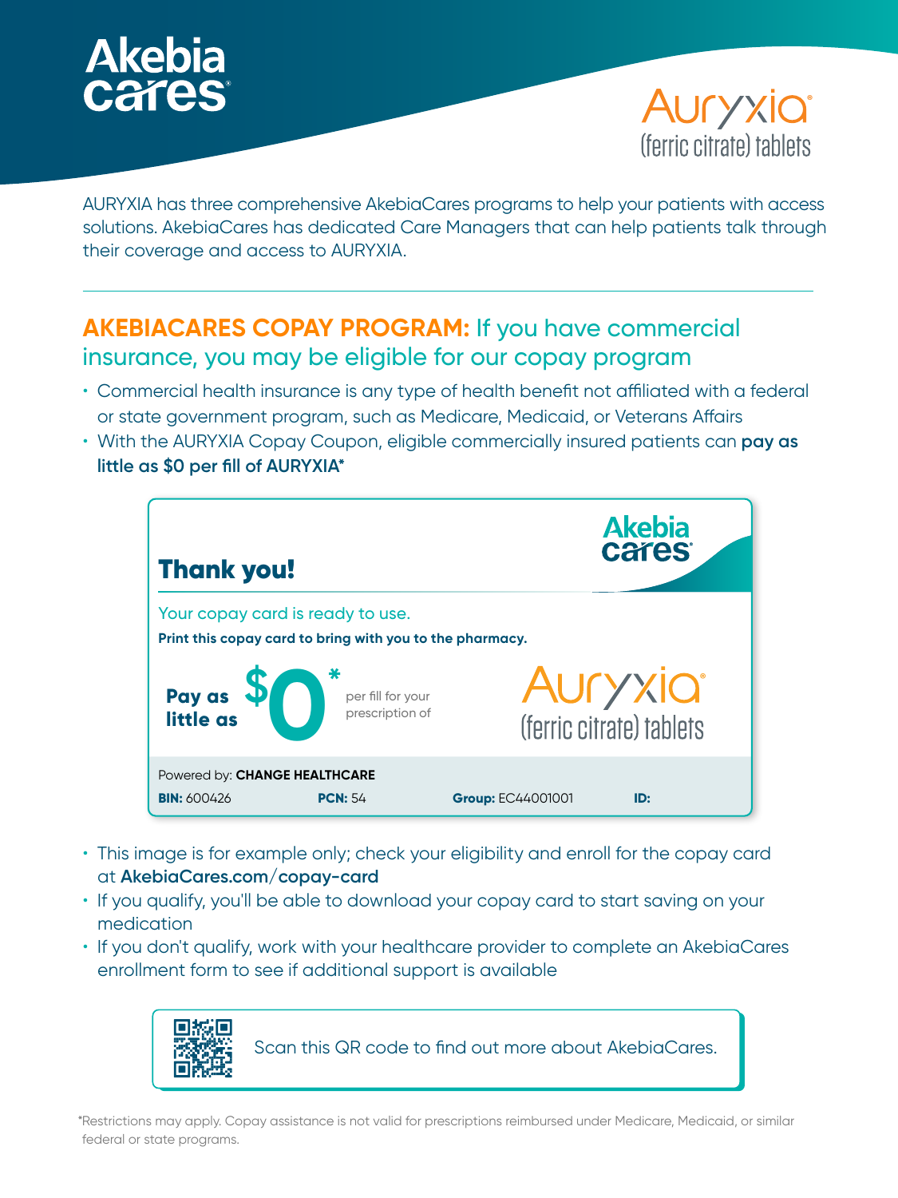Akebia cares®

Auryxia®
(ferric citrate) tablets

AURYXIA has three comprehensive AkebiaCares programs to help your patients with access solutions. AkebiaCares has dedicated Care Managers that can help patients talk through their coverage and access to AURYXIA.

---

## AKEBIACARES COPAY PROGRAM: If you have commercial insurance, you may be eligible for our copay program

- Commercial health insurance is any type of health benefit not affiliated with a federal or state government program, such as Medicare, Medicaid, or Veterans Affairs
- With the AURYXIA Copay Coupon, eligible commercially insured patients can **pay as little as $0 per fill of AURYXIA***

**Thank you!**

Akebia cares®

Your copay card is ready to use.

**Print this copay card to bring with you to the pharmacy.**

**Pay as little as** **$0*** per fill for your prescription of Auryxia® (ferric citrate) tablets

Powered by: **CHANGE HEALTHCARE**

**BIN:** 600426 **PCN:** 54 **Group:** EC44001001 **ID:**

- This image is for example only; check your eligibility and enroll for the copay card at **AkebiaCares.com/copay-card**
- If you qualify, you'll be able to download your copay card to start saving on your medication
- If you don't qualify, work with your healthcare provider to complete an AkebiaCares enrollment form to see if additional support is available

Scan this QR code to find out more about AkebiaCares.

*Restrictions may apply. Copay assistance is not valid for prescriptions reimbursed under Medicare, Medicaid, or similar federal or state programs.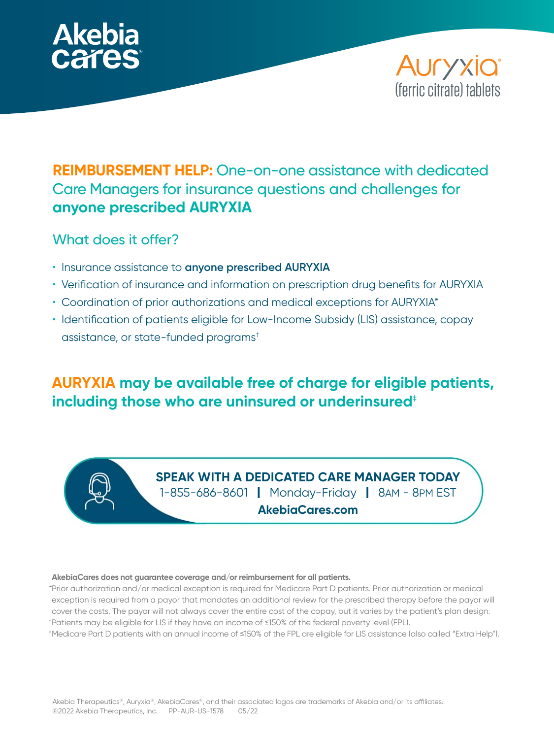Akebia cares®

Auryxia®
(ferric citrate) tablets

## **REIMBURSEMENT HELP:** One-on-one assistance with dedicated Care Managers for insurance questions and challenges for **anyone prescribed AURYXIA**

### What does it offer?

- Insurance assistance to **anyone prescribed AURYXIA**
- Verification of insurance and information on prescription drug benefits for AURYXIA
- Coordination of prior authorizations and medical exceptions for AURYXIA*
- Identification of patients eligible for Low-Income Subsidy (LIS) assistance, copay assistance, or state-funded programs†

## **AURYXIA may be available free of charge for eligible patients, including those who are uninsured or underinsured‡**

**SPEAK WITH A DEDICATED CARE MANAGER TODAY**
1-855-686-8601 | Monday-Friday | 8AM - 8PM EST
**AkebiaCares.com**

**AkebiaCares does not guarantee coverage and/or reimbursement for all patients.**

*Prior authorization and/or medical exception is required for Medicare Part D patients. Prior authorization or medical exception is required from a payor that mandates an additional review for the prescribed therapy before the payor will cover the costs. The payor will not always cover the entire cost of the copay, but it varies by the patient's plan design.

†Patients may be eligible for LIS if they have an income of ≤150% of the federal poverty level (FPL).

‡Medicare Part D patients with an annual income of ≤150% of the FPL are eligible for LIS assistance (also called "Extra Help").

Akebia Therapeutics®, Auryxia®, AkebiaCares®, and their associated logos are trademarks of Akebia and/or its affiliates.
©2022 Akebia Therapeutics, Inc. PP-AUR-US-1578 05/22